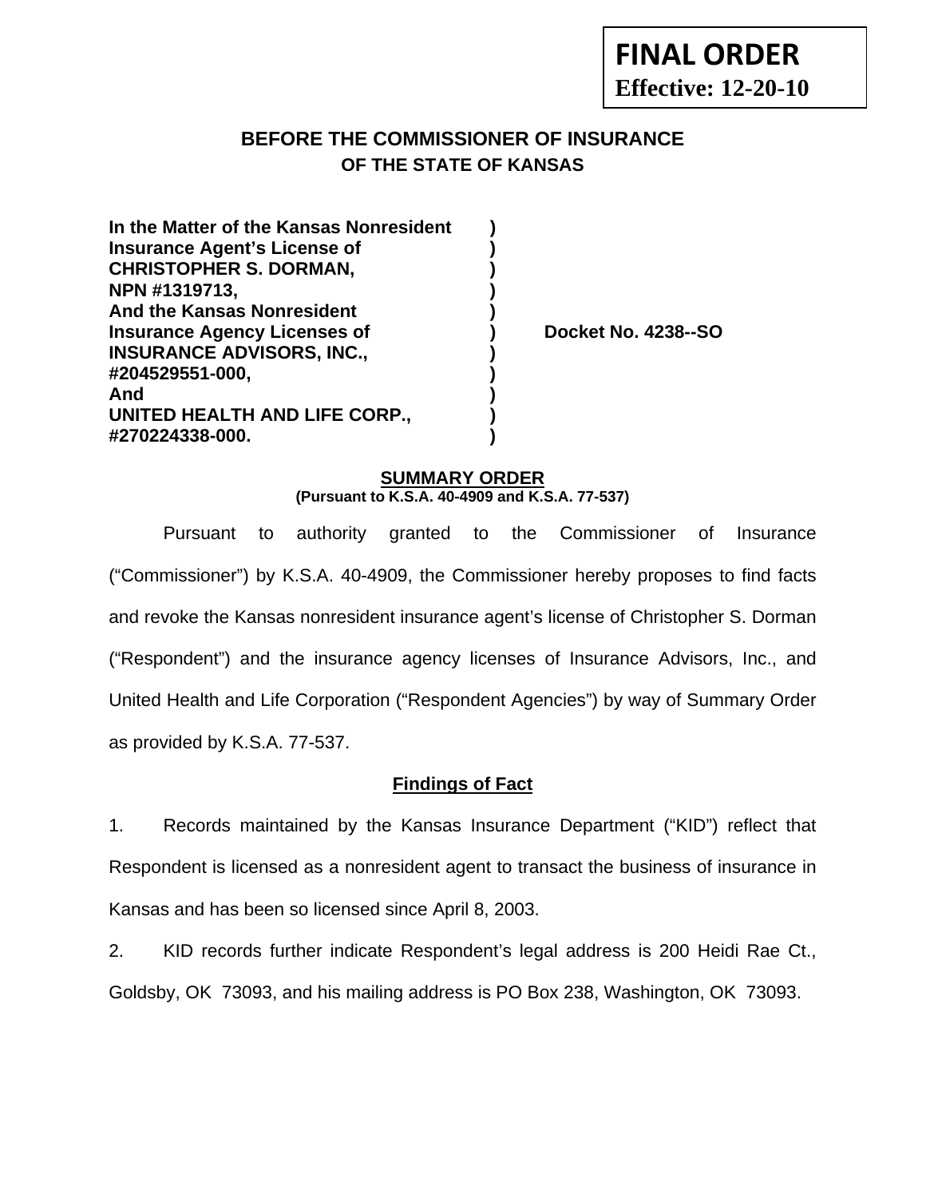**FINAL ORDER**
**Effective: 12-20-10**

# BEFORE THE COMMISSIONER OF INSURANCE
## OF THE STATE OF KANSAS

| | | |
|---|---|---|
| **In the Matter of the Kansas Nonresident Insurance Agent's License of CHRISTOPHER S. DORMAN, NPN #1319713, And the Kansas Nonresident Insurance Agency Licenses of INSURANCE ADVISORS, INC., #204529551-000, And UNITED HEALTH AND LIFE CORP., #270224338-000.** | **)** | **Docket No. 4238--SO** |

## SUMMARY ORDER
**(Pursuant to K.S.A. 40-4909 and K.S.A. 77-537)**

Pursuant to authority granted to the Commissioner of Insurance ("Commissioner") by K.S.A. 40-4909, the Commissioner hereby proposes to find facts and revoke the Kansas nonresident insurance agent's license of Christopher S. Dorman ("Respondent") and the insurance agency licenses of Insurance Advisors, Inc., and United Health and Life Corporation ("Respondent Agencies") by way of Summary Order as provided by K.S.A. 77-537.

### Findings of Fact

1. Records maintained by the Kansas Insurance Department ("KID") reflect that Respondent is licensed as a nonresident agent to transact the business of insurance in Kansas and has been so licensed since April 8, 2003.

2. KID records further indicate Respondent's legal address is 200 Heidi Rae Ct., Goldsby, OK 73093, and his mailing address is PO Box 238, Washington, OK 73093.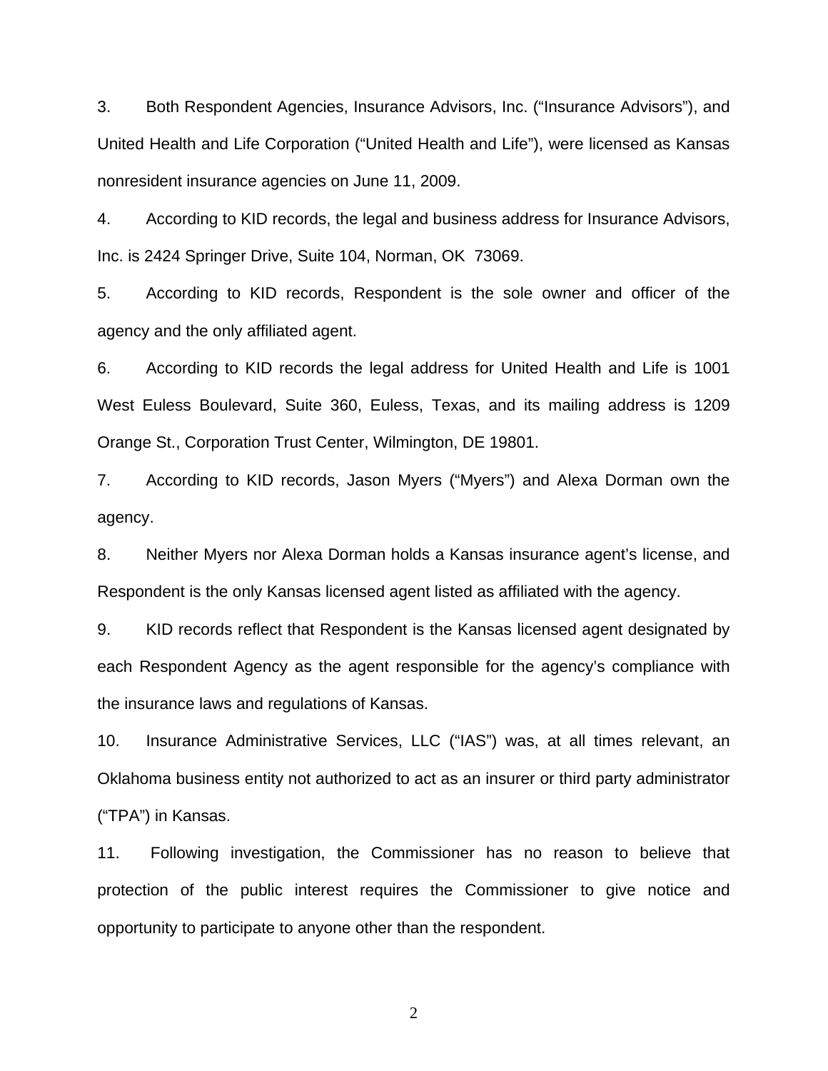3. Both Respondent Agencies, Insurance Advisors, Inc. ("Insurance Advisors"), and United Health and Life Corporation ("United Health and Life"), were licensed as Kansas nonresident insurance agencies on June 11, 2009.

4. According to KID records, the legal and business address for Insurance Advisors, Inc. is 2424 Springer Drive, Suite 104, Norman, OK 73069.

5. According to KID records, Respondent is the sole owner and officer of the agency and the only affiliated agent.

6. According to KID records the legal address for United Health and Life is 1001 West Euless Boulevard, Suite 360, Euless, Texas, and its mailing address is 1209 Orange St., Corporation Trust Center, Wilmington, DE 19801.

7. According to KID records, Jason Myers ("Myers") and Alexa Dorman own the agency.

8. Neither Myers nor Alexa Dorman holds a Kansas insurance agent's license, and Respondent is the only Kansas licensed agent listed as affiliated with the agency.

9. KID records reflect that Respondent is the Kansas licensed agent designated by each Respondent Agency as the agent responsible for the agency's compliance with the insurance laws and regulations of Kansas.

10. Insurance Administrative Services, LLC ("IAS") was, at all times relevant, an Oklahoma business entity not authorized to act as an insurer or third party administrator ("TPA") in Kansas.

11. Following investigation, the Commissioner has no reason to believe that protection of the public interest requires the Commissioner to give notice and opportunity to participate to anyone other than the respondent.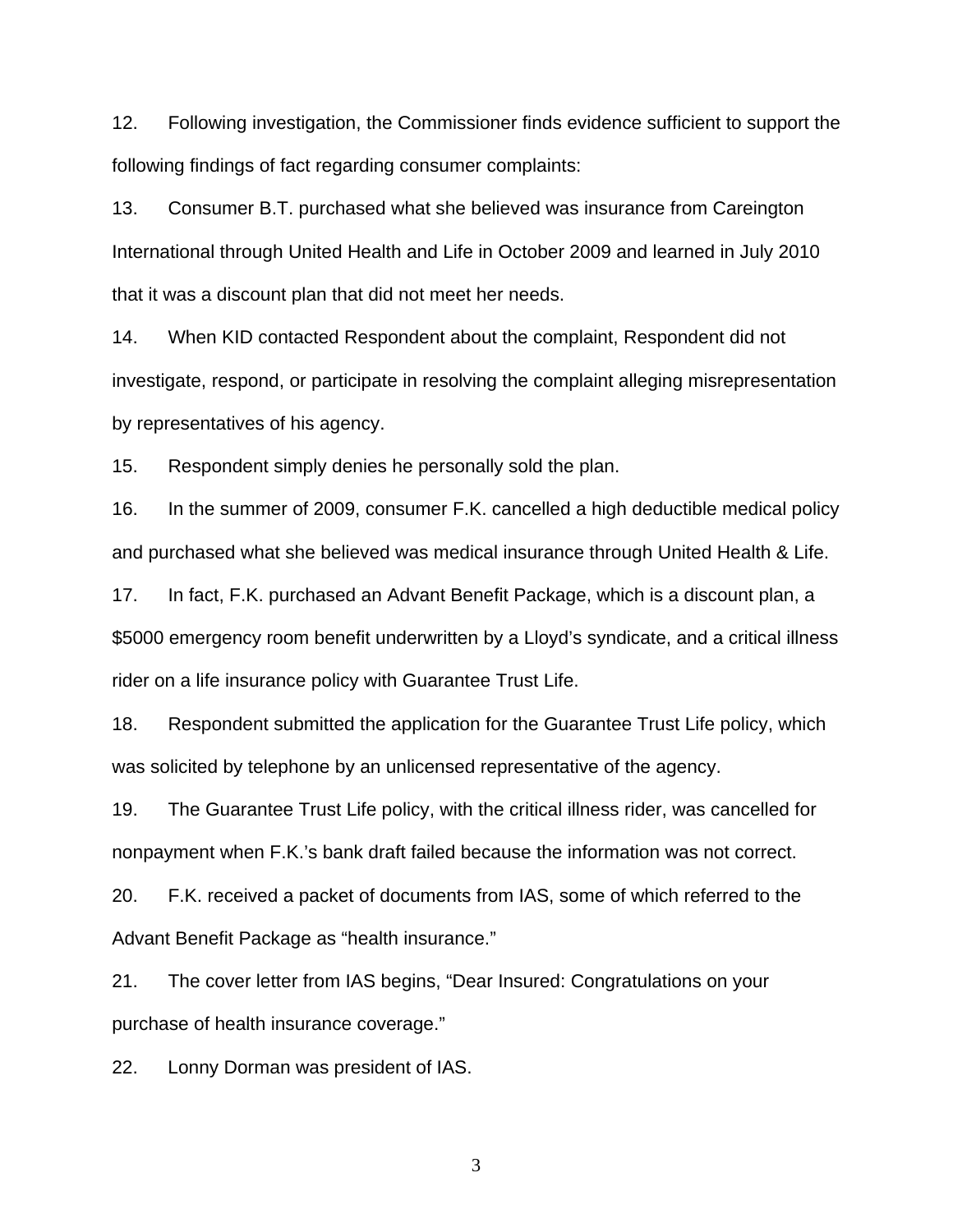12. Following investigation, the Commissioner finds evidence sufficient to support the following findings of fact regarding consumer complaints:

13. Consumer B.T. purchased what she believed was insurance from Careington International through United Health and Life in October 2009 and learned in July 2010 that it was a discount plan that did not meet her needs.

14. When KID contacted Respondent about the complaint, Respondent did not investigate, respond, or participate in resolving the complaint alleging misrepresentation by representatives of his agency.

15. Respondent simply denies he personally sold the plan.

16. In the summer of 2009, consumer F.K. cancelled a high deductible medical policy and purchased what she believed was medical insurance through United Health & Life.

17. In fact, F.K. purchased an Advant Benefit Package, which is a discount plan, a $5000 emergency room benefit underwritten by a Lloyd's syndicate, and a critical illness rider on a life insurance policy with Guarantee Trust Life.

18. Respondent submitted the application for the Guarantee Trust Life policy, which was solicited by telephone by an unlicensed representative of the agency.

19. The Guarantee Trust Life policy, with the critical illness rider, was cancelled for nonpayment when F.K.'s bank draft failed because the information was not correct.

20. F.K. received a packet of documents from IAS, some of which referred to the Advant Benefit Package as "health insurance."

21. The cover letter from IAS begins, "Dear Insured: Congratulations on your purchase of health insurance coverage."

22. Lonny Dorman was president of IAS.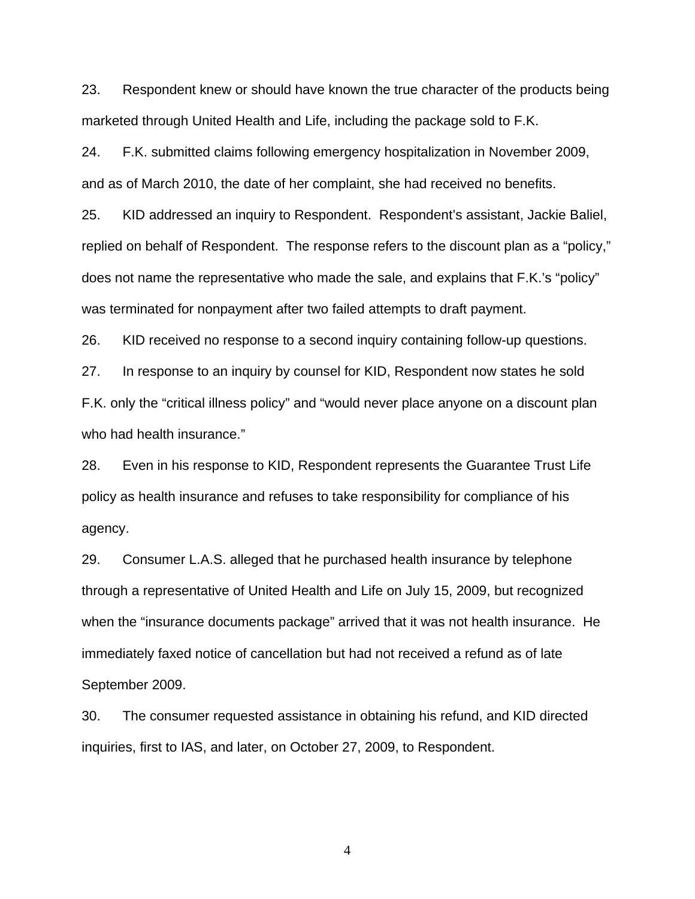23. Respondent knew or should have known the true character of the products being marketed through United Health and Life, including the package sold to F.K.

24. F.K. submitted claims following emergency hospitalization in November 2009, and as of March 2010, the date of her complaint, she had received no benefits.

25. KID addressed an inquiry to Respondent. Respondent's assistant, Jackie Baliel, replied on behalf of Respondent. The response refers to the discount plan as a "policy," does not name the representative who made the sale, and explains that F.K.'s "policy" was terminated for nonpayment after two failed attempts to draft payment.

26. KID received no response to a second inquiry containing follow-up questions.

27. In response to an inquiry by counsel for KID, Respondent now states he sold F.K. only the "critical illness policy" and "would never place anyone on a discount plan who had health insurance."

28. Even in his response to KID, Respondent represents the Guarantee Trust Life policy as health insurance and refuses to take responsibility for compliance of his agency.

29. Consumer L.A.S. alleged that he purchased health insurance by telephone through a representative of United Health and Life on July 15, 2009, but recognized when the "insurance documents package" arrived that it was not health insurance. He immediately faxed notice of cancellation but had not received a refund as of late September 2009.

30. The consumer requested assistance in obtaining his refund, and KID directed inquiries, first to IAS, and later, on October 27, 2009, to Respondent.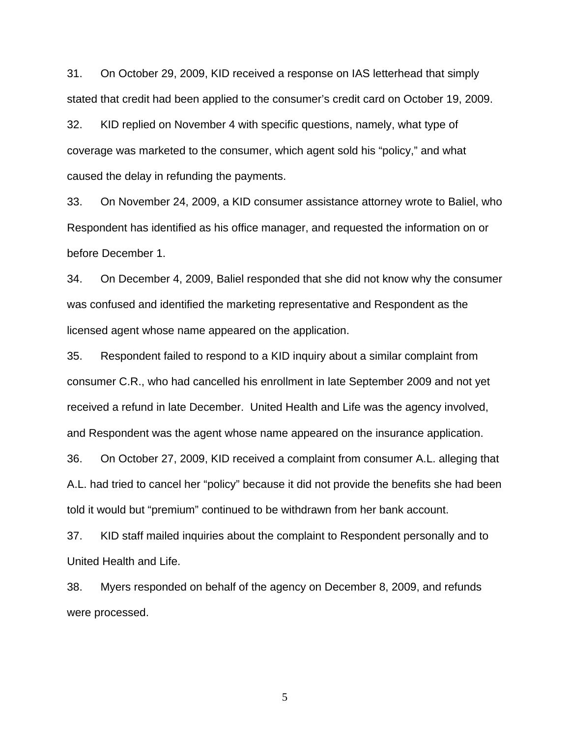31. On October 29, 2009, KID received a response on IAS letterhead that simply stated that credit had been applied to the consumer's credit card on October 19, 2009.

32. KID replied on November 4 with specific questions, namely, what type of coverage was marketed to the consumer, which agent sold his "policy," and what caused the delay in refunding the payments.

33. On November 24, 2009, a KID consumer assistance attorney wrote to Baliel, who Respondent has identified as his office manager, and requested the information on or before December 1.

34. On December 4, 2009, Baliel responded that she did not know why the consumer was confused and identified the marketing representative and Respondent as the licensed agent whose name appeared on the application.

35. Respondent failed to respond to a KID inquiry about a similar complaint from consumer C.R., who had cancelled his enrollment in late September 2009 and not yet received a refund in late December. United Health and Life was the agency involved, and Respondent was the agent whose name appeared on the insurance application.

36. On October 27, 2009, KID received a complaint from consumer A.L. alleging that A.L. had tried to cancel her "policy" because it did not provide the benefits she had been told it would but "premium" continued to be withdrawn from her bank account.

37. KID staff mailed inquiries about the complaint to Respondent personally and to United Health and Life.

38. Myers responded on behalf of the agency on December 8, 2009, and refunds were processed.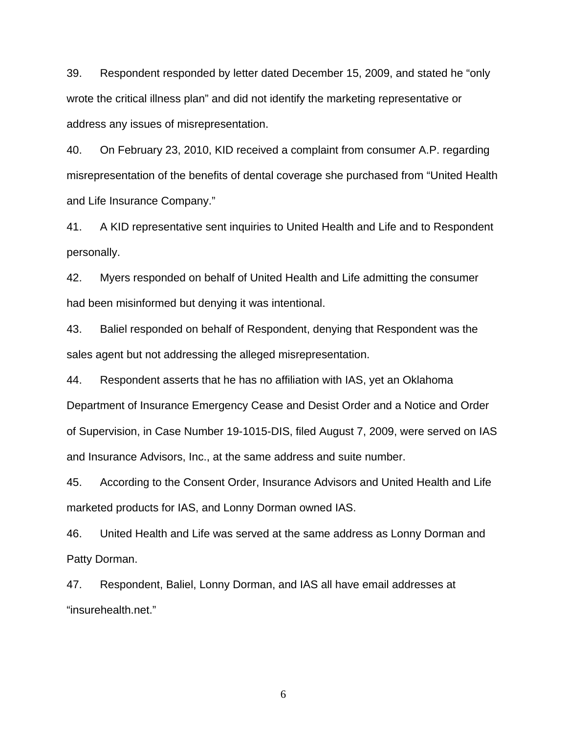39. Respondent responded by letter dated December 15, 2009, and stated he "only wrote the critical illness plan" and did not identify the marketing representative or address any issues of misrepresentation.

40. On February 23, 2010, KID received a complaint from consumer A.P. regarding misrepresentation of the benefits of dental coverage she purchased from "United Health and Life Insurance Company."

41. A KID representative sent inquiries to United Health and Life and to Respondent personally.

42. Myers responded on behalf of United Health and Life admitting the consumer had been misinformed but denying it was intentional.

43. Baliel responded on behalf of Respondent, denying that Respondent was the sales agent but not addressing the alleged misrepresentation.

44. Respondent asserts that he has no affiliation with IAS, yet an Oklahoma Department of Insurance Emergency Cease and Desist Order and a Notice and Order of Supervision, in Case Number 19-1015-DIS, filed August 7, 2009, were served on IAS and Insurance Advisors, Inc., at the same address and suite number.

45. According to the Consent Order, Insurance Advisors and United Health and Life marketed products for IAS, and Lonny Dorman owned IAS.

46. United Health and Life was served at the same address as Lonny Dorman and Patty Dorman.

47. Respondent, Baliel, Lonny Dorman, and IAS all have email addresses at "insurehealth.net."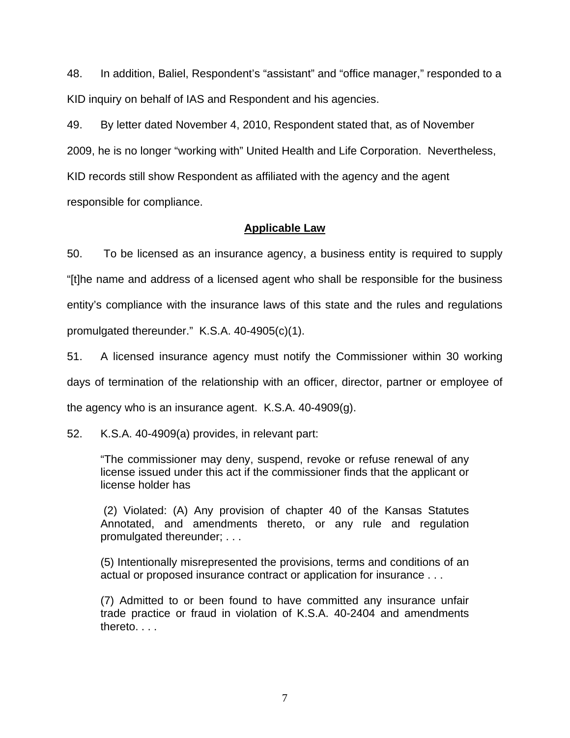48. In addition, Baliel, Respondent's "assistant" and "office manager," responded to a KID inquiry on behalf of IAS and Respondent and his agencies.

49. By letter dated November 4, 2010, Respondent stated that, as of November 2009, he is no longer "working with" United Health and Life Corporation. Nevertheless, KID records still show Respondent as affiliated with the agency and the agent responsible for compliance.

## **Applicable Law**

50. To be licensed as an insurance agency, a business entity is required to supply "[t]he name and address of a licensed agent who shall be responsible for the business entity's compliance with the insurance laws of this state and the rules and regulations promulgated thereunder." K.S.A. 40-4905(c)(1).

51. A licensed insurance agency must notify the Commissioner within 30 working days of termination of the relationship with an officer, director, partner or employee of the agency who is an insurance agent. K.S.A. 40-4909(g).

52. K.S.A. 40-4909(a) provides, in relevant part:

> "The commissioner may deny, suspend, revoke or refuse renewal of any license issued under this act if the commissioner finds that the applicant or license holder has
>
> (2) Violated: (A) Any provision of chapter 40 of the Kansas Statutes Annotated, and amendments thereto, or any rule and regulation promulgated thereunder; . . .
>
> (5) Intentionally misrepresented the provisions, terms and conditions of an actual or proposed insurance contract or application for insurance . . .
>
> (7) Admitted to or been found to have committed any insurance unfair trade practice or fraud in violation of K.S.A. 40-2404 and amendments thereto. . . .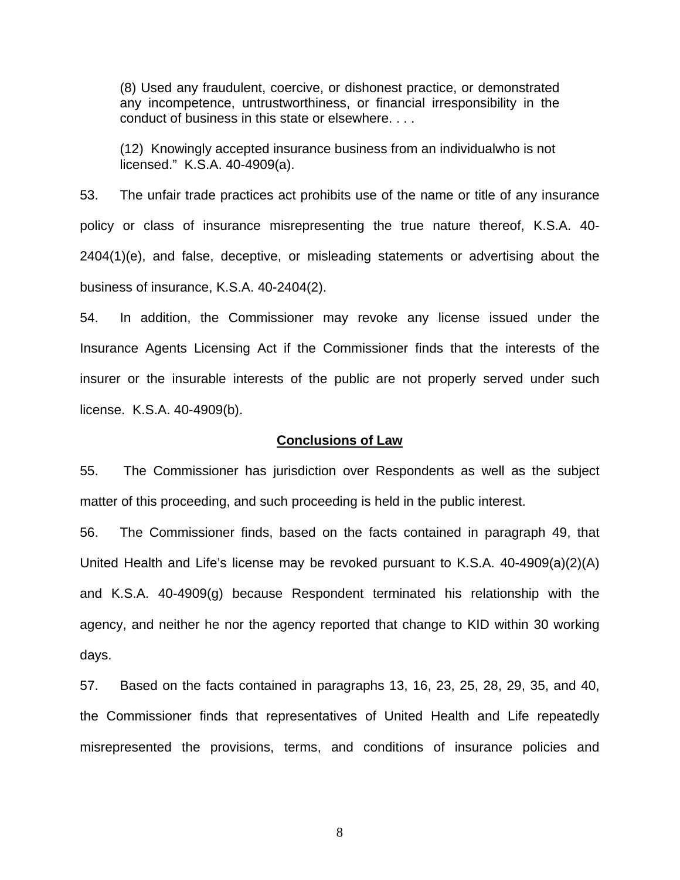> (8) Used any fraudulent, coercive, or dishonest practice, or demonstrated any incompetence, untrustworthiness, or financial irresponsibility in the conduct of business in this state or elsewhere. . . .
>
> (12) Knowingly accepted insurance business from an individualwho is not licensed." K.S.A. 40-4909(a).

53. The unfair trade practices act prohibits use of the name or title of any insurance policy or class of insurance misrepresenting the true nature thereof, K.S.A. 40-2404(1)(e), and false, deceptive, or misleading statements or advertising about the business of insurance, K.S.A. 40-2404(2).

54. In addition, the Commissioner may revoke any license issued under the Insurance Agents Licensing Act if the Commissioner finds that the interests of the insurer or the insurable interests of the public are not properly served under such license. K.S.A. 40-4909(b).

## Conclusions of Law

55. The Commissioner has jurisdiction over Respondents as well as the subject matter of this proceeding, and such proceeding is held in the public interest.

56. The Commissioner finds, based on the facts contained in paragraph 49, that United Health and Life's license may be revoked pursuant to K.S.A. 40-4909(a)(2)(A) and K.S.A. 40-4909(g) because Respondent terminated his relationship with the agency, and neither he nor the agency reported that change to KID within 30 working days.

57. Based on the facts contained in paragraphs 13, 16, 23, 25, 28, 29, 35, and 40, the Commissioner finds that representatives of United Health and Life repeatedly misrepresented the provisions, terms, and conditions of insurance policies and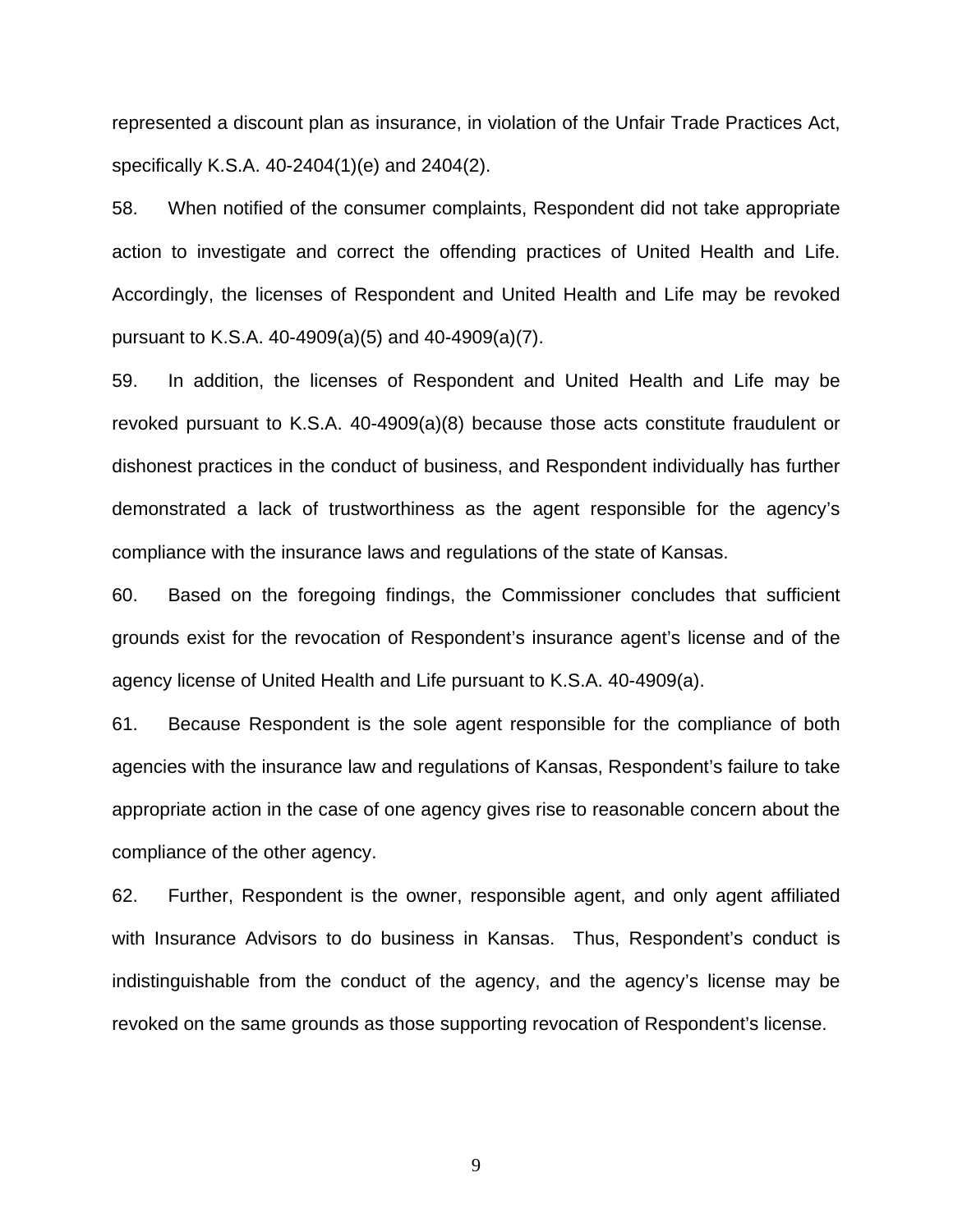represented a discount plan as insurance, in violation of the Unfair Trade Practices Act, specifically K.S.A. 40-2404(1)(e) and 2404(2).

58. When notified of the consumer complaints, Respondent did not take appropriate action to investigate and correct the offending practices of United Health and Life. Accordingly, the licenses of Respondent and United Health and Life may be revoked pursuant to K.S.A. 40-4909(a)(5) and 40-4909(a)(7).

59. In addition, the licenses of Respondent and United Health and Life may be revoked pursuant to K.S.A. 40-4909(a)(8) because those acts constitute fraudulent or dishonest practices in the conduct of business, and Respondent individually has further demonstrated a lack of trustworthiness as the agent responsible for the agency's compliance with the insurance laws and regulations of the state of Kansas.

60. Based on the foregoing findings, the Commissioner concludes that sufficient grounds exist for the revocation of Respondent's insurance agent's license and of the agency license of United Health and Life pursuant to K.S.A. 40-4909(a).

61. Because Respondent is the sole agent responsible for the compliance of both agencies with the insurance law and regulations of Kansas, Respondent's failure to take appropriate action in the case of one agency gives rise to reasonable concern about the compliance of the other agency.

62. Further, Respondent is the owner, responsible agent, and only agent affiliated with Insurance Advisors to do business in Kansas. Thus, Respondent's conduct is indistinguishable from the conduct of the agency, and the agency's license may be revoked on the same grounds as those supporting revocation of Respondent's license.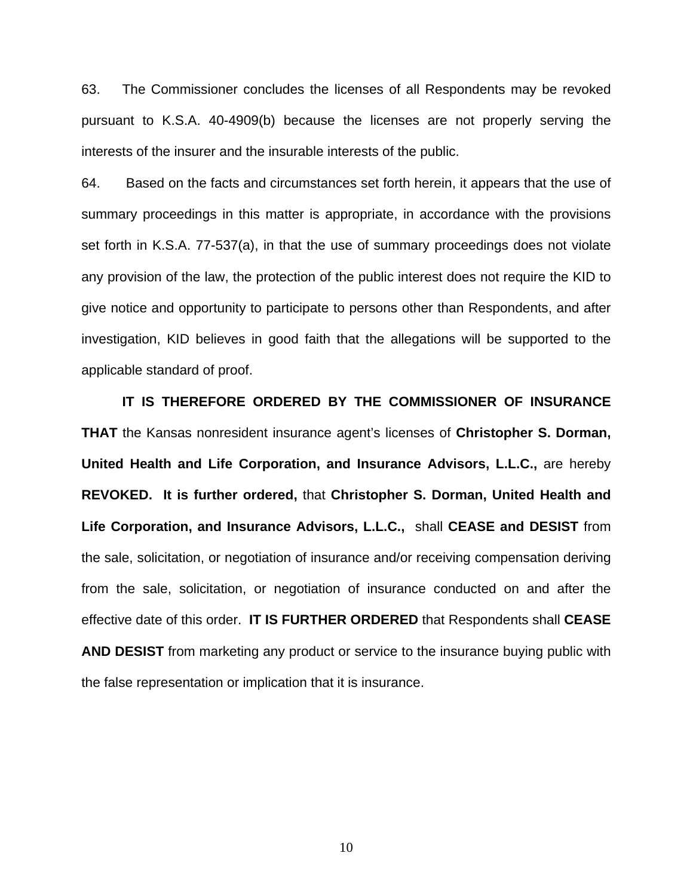63. The Commissioner concludes the licenses of all Respondents may be revoked pursuant to K.S.A. 40-4909(b) because the licenses are not properly serving the interests of the insurer and the insurable interests of the public.

64. Based on the facts and circumstances set forth herein, it appears that the use of summary proceedings in this matter is appropriate, in accordance with the provisions set forth in K.S.A. 77-537(a), in that the use of summary proceedings does not violate any provision of the law, the protection of the public interest does not require the KID to give notice and opportunity to participate to persons other than Respondents, and after investigation, KID believes in good faith that the allegations will be supported to the applicable standard of proof.

**IT IS THEREFORE ORDERED BY THE COMMISSIONER OF INSURANCE THAT** the Kansas nonresident insurance agent's licenses of **Christopher S. Dorman, United Health and Life Corporation, and Insurance Advisors, L.L.C.,** are hereby **REVOKED. It is further ordered,** that **Christopher S. Dorman, United Health and Life Corporation, and Insurance Advisors, L.L.C.,** shall **CEASE and DESIST** from the sale, solicitation, or negotiation of insurance and/or receiving compensation deriving from the sale, solicitation, or negotiation of insurance conducted on and after the effective date of this order. **IT IS FURTHER ORDERED** that Respondents shall **CEASE AND DESIST** from marketing any product or service to the insurance buying public with the false representation or implication that it is insurance.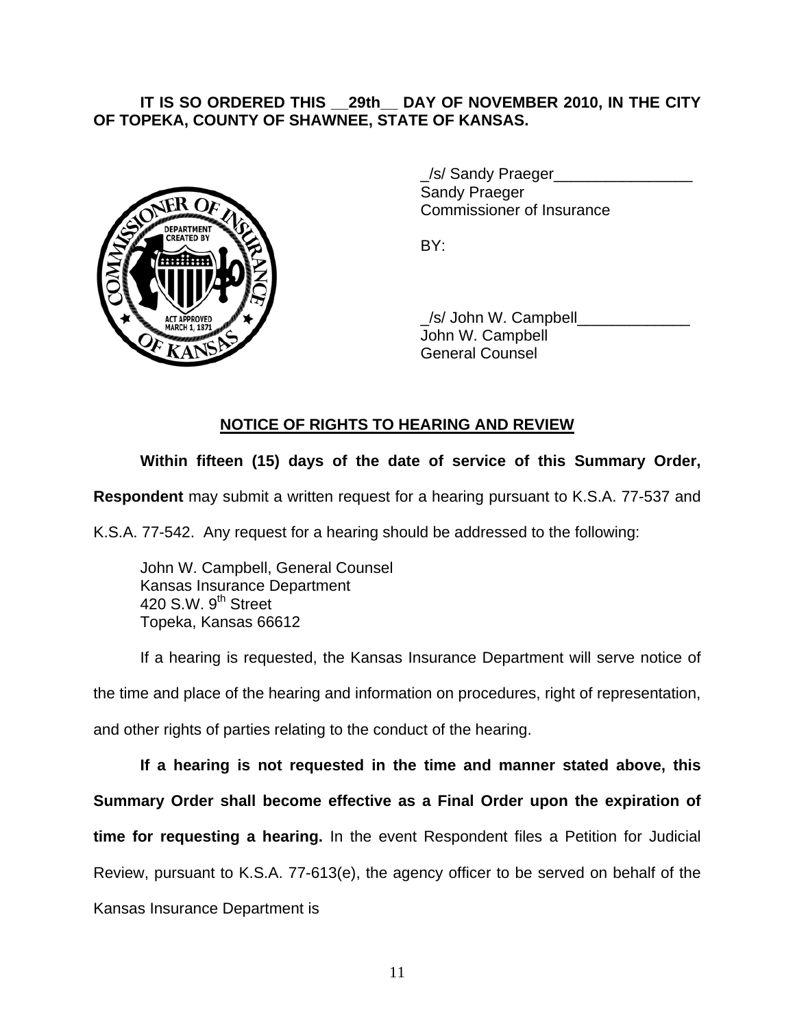**IT IS SO ORDERED THIS __29th__ DAY OF NOVEMBER 2010, IN THE CITY OF TOPEKA, COUNTY OF SHAWNEE, STATE OF KANSAS.**

_/s/ Sandy Praeger________________
Sandy Praeger
Commissioner of Insurance

BY:

_/s/ John W. Campbell_____________
John W. Campbell
General Counsel

## NOTICE OF RIGHTS TO HEARING AND REVIEW

**Within fifteen (15) days of the date of service of this Summary Order, Respondent** may submit a written request for a hearing pursuant to K.S.A. 77-537 and K.S.A. 77-542. Any request for a hearing should be addressed to the following:

John W. Campbell, General Counsel
Kansas Insurance Department
420 S.W. 9th Street
Topeka, Kansas 66612

If a hearing is requested, the Kansas Insurance Department will serve notice of the time and place of the hearing and information on procedures, right of representation, and other rights of parties relating to the conduct of the hearing.

**If a hearing is not requested in the time and manner stated above, this Summary Order shall become effective as a Final Order upon the expiration of time for requesting a hearing.** In the event Respondent files a Petition for Judicial Review, pursuant to K.S.A. 77-613(e), the agency officer to be served on behalf of the Kansas Insurance Department is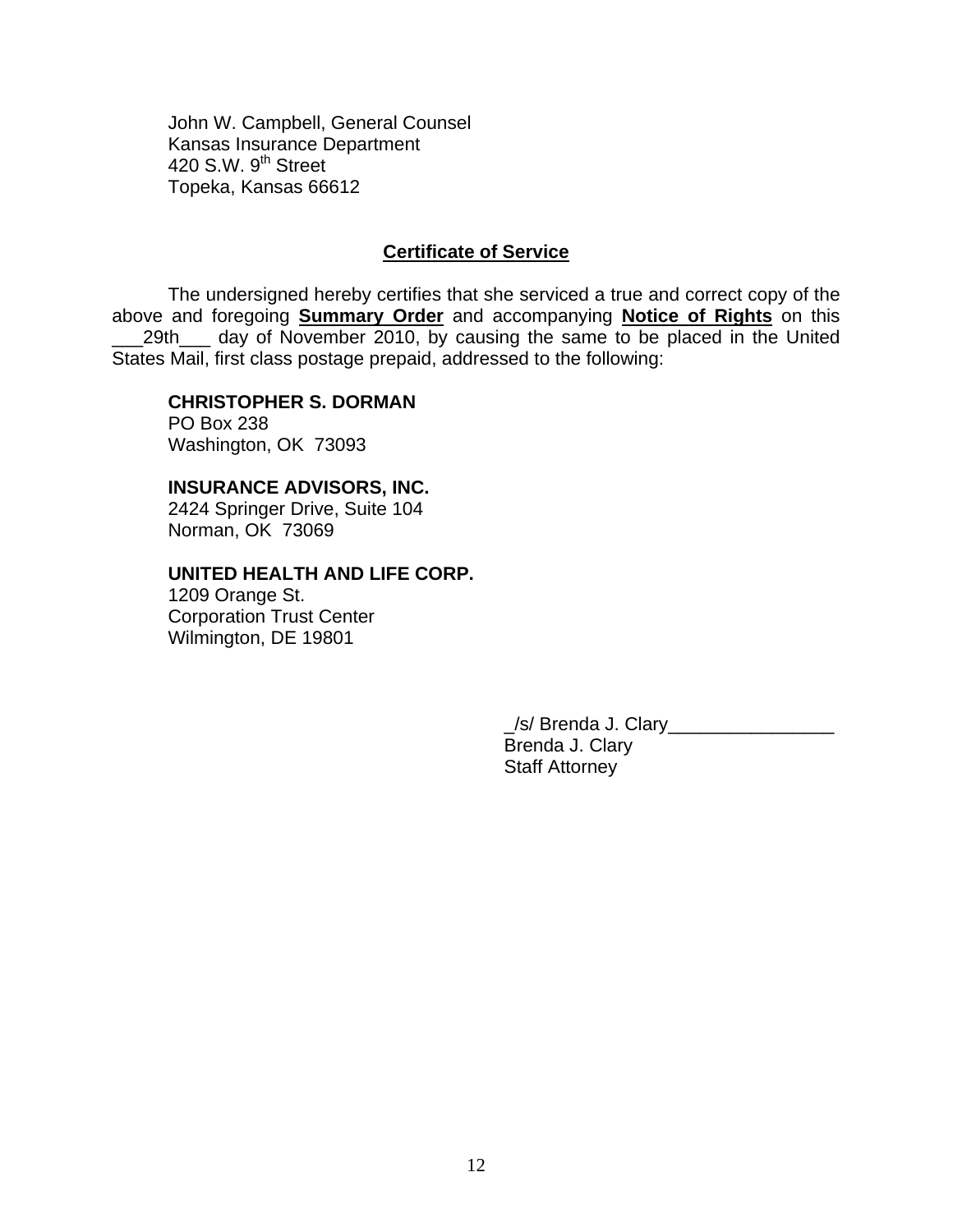John W. Campbell, General Counsel
Kansas Insurance Department
420 S.W. 9th Street
Topeka, Kansas 66612

## Certificate of Service

The undersigned hereby certifies that she serviced a true and correct copy of the above and foregoing **Summary Order** and accompanying **Notice of Rights** on this ___29th___ day of November 2010, by causing the same to be placed in the United States Mail, first class postage prepaid, addressed to the following:

**CHRISTOPHER S. DORMAN**
PO Box 238
Washington, OK 73093

**INSURANCE ADVISORS, INC.**
2424 Springer Drive, Suite 104
Norman, OK 73069

**UNITED HEALTH AND LIFE CORP.**
1209 Orange St.
Corporation Trust Center
Wilmington, DE 19801

_/s/ Brenda J. Clary________________
Brenda J. Clary
Staff Attorney